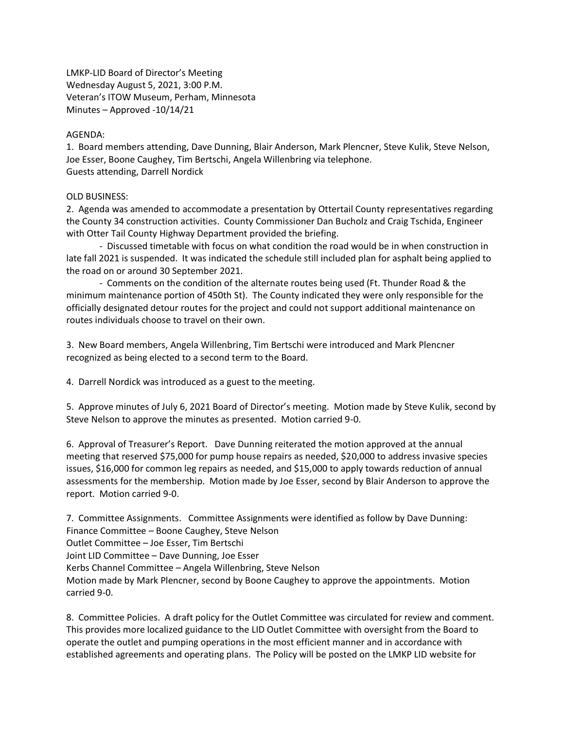LMKP-LID Board of Director's Meeting
Wednesday August 5, 2021, 3:00 P.M.
Veteran's ITOW Museum, Perham, Minnesota
Minutes – Approved -10/14/21

AGENDA:

1. Board members attending, Dave Dunning, Blair Anderson, Mark Plencner, Steve Kulik, Steve Nelson, Joe Esser, Boone Caughey, Tim Bertschi, Angela Willenbring via telephone.
Guests attending, Darrell Nordick

OLD BUSINESS:

2. Agenda was amended to accommodate a presentation by Ottertail County representatives regarding the County 34 construction activities. County Commissioner Dan Bucholz and Craig Tschida, Engineer with Otter Tail County Highway Department provided the briefing.
   - Discussed timetable with focus on what condition the road would be in when construction in late fall 2021 is suspended. It was indicated the schedule still included plan for asphalt being applied to the road on or around 30 September 2021.
   - Comments on the condition of the alternate routes being used (Ft. Thunder Road & the minimum maintenance portion of 450th St). The County indicated they were only responsible for the officially designated detour routes for the project and could not support additional maintenance on routes individuals choose to travel on their own.

3. New Board members, Angela Willenbring, Tim Bertschi were introduced and Mark Plencner recognized as being elected to a second term to the Board.

4. Darrell Nordick was introduced as a guest to the meeting.

5. Approve minutes of July 6, 2021 Board of Director's meeting. Motion made by Steve Kulik, second by Steve Nelson to approve the minutes as presented. Motion carried 9-0.

6. Approval of Treasurer's Report. Dave Dunning reiterated the motion approved at the annual meeting that reserved $75,000 for pump house repairs as needed, $20,000 to address invasive species issues, $16,000 for common leg repairs as needed, and $15,000 to apply towards reduction of annual assessments for the membership. Motion made by Joe Esser, second by Blair Anderson to approve the report. Motion carried 9-0.

7. Committee Assignments. Committee Assignments were identified as follow by Dave Dunning:
Finance Committee – Boone Caughey, Steve Nelson
Outlet Committee – Joe Esser, Tim Bertschi
Joint LID Committee – Dave Dunning, Joe Esser
Kerbs Channel Committee – Angela Willenbring, Steve Nelson
Motion made by Mark Plencner, second by Boone Caughey to approve the appointments. Motion carried 9-0.

8. Committee Policies. A draft policy for the Outlet Committee was circulated for review and comment. This provides more localized guidance to the LID Outlet Committee with oversight from the Board to operate the outlet and pumping operations in the most efficient manner and in accordance with established agreements and operating plans. The Policy will be posted on the LMKP LID website for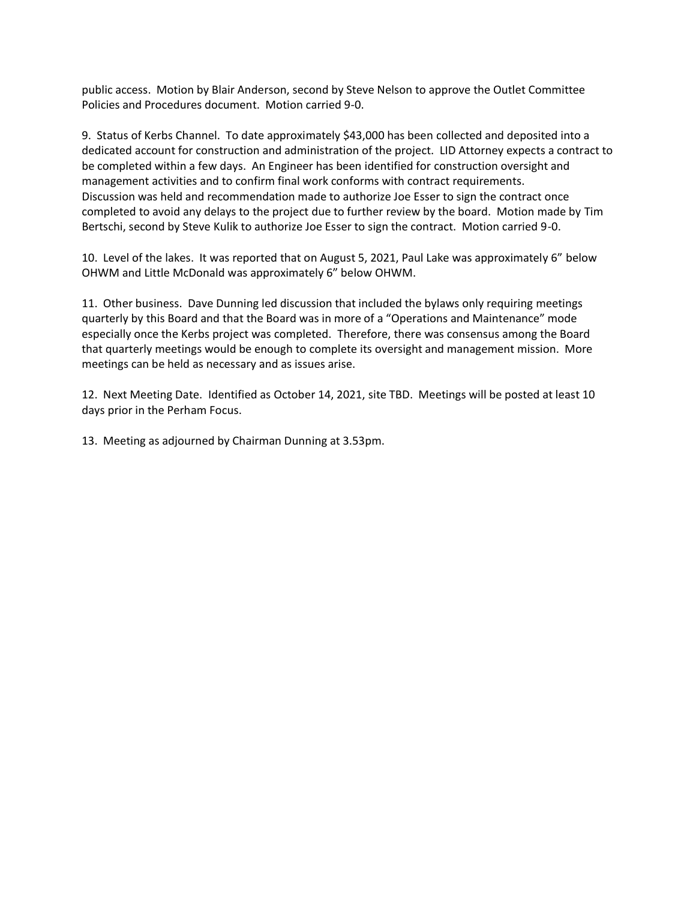public access. Motion by Blair Anderson, second by Steve Nelson to approve the Outlet Committee Policies and Procedures document. Motion carried 9-0.

9. Status of Kerbs Channel. To date approximately $43,000 has been collected and deposited into a dedicated account for construction and administration of the project. LID Attorney expects a contract to be completed within a few days. An Engineer has been identified for construction oversight and management activities and to confirm final work conforms with contract requirements.
Discussion was held and recommendation made to authorize Joe Esser to sign the contract once completed to avoid any delays to the project due to further review by the board. Motion made by Tim Bertschi, second by Steve Kulik to authorize Joe Esser to sign the contract. Motion carried 9-0.

10. Level of the lakes. It was reported that on August 5, 2021, Paul Lake was approximately 6" below OHWM and Little McDonald was approximately 6" below OHWM.

11. Other business. Dave Dunning led discussion that included the bylaws only requiring meetings quarterly by this Board and that the Board was in more of a "Operations and Maintenance" mode especially once the Kerbs project was completed. Therefore, there was consensus among the Board that quarterly meetings would be enough to complete its oversight and management mission. More meetings can be held as necessary and as issues arise.

12. Next Meeting Date. Identified as October 14, 2021, site TBD. Meetings will be posted at least 10 days prior in the Perham Focus.

13. Meeting as adjourned by Chairman Dunning at 3.53pm.